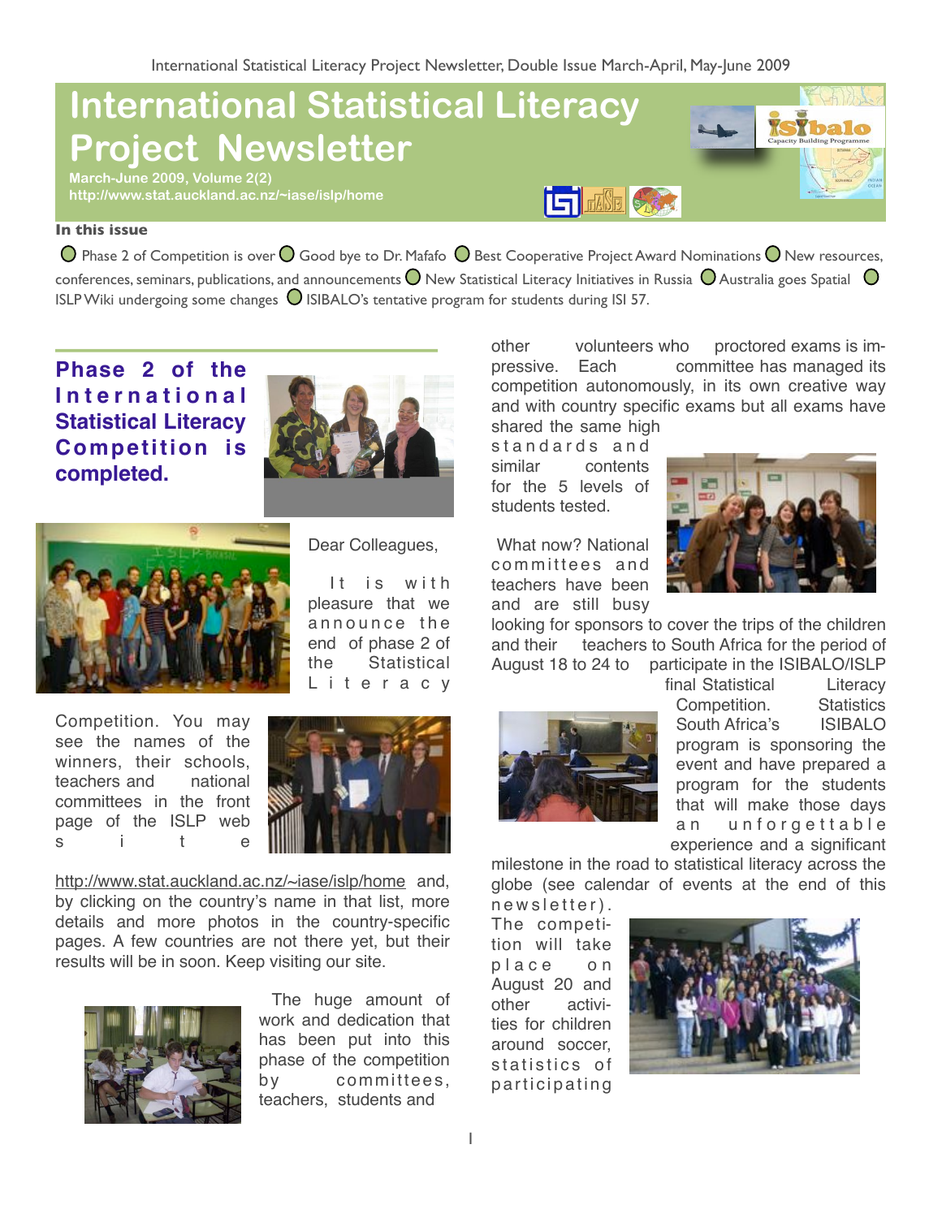# International Statistical Literacy Project Newsletter

**March-June 2009, Volume 2(2)**
**http://www.stat.auckland.ac.nz/~iase/islp/home**

**In this issue**

Phase 2 of Competition is over · Good bye to Dr. Mafafo · Best Cooperative Project Award Nominations · New resources, conferences, seminars, publications, and announcements · New Statistical Literacy Initiatives in Russia · Australia goes Spatial · ISLP Wiki undergoing some changes · ISIBALO's tentative program for students during ISI 57.

## Phase 2 of the International Statistical Literacy Competition is completed.

Dear Colleagues,

It is with pleasure that we announce the end of phase 2 of the Statistical Literacy Competition. You may see the names of the winners, their schools, teachers and national committees in the front page of the ISLP web site http://www.stat.auckland.ac.nz/~iase/islp/home and, by clicking on the country's name in that list, more details and more photos in the country-specific pages. A few countries are not there yet, but their results will be in soon. Keep visiting our site.

The huge amount of work and dedication that has been put into this phase of the competition by committees, teachers, students and other volunteers who proctored exams is impressive. Each committee has managed its competition autonomously, in its own creative way and with country specific exams but all exams have shared the same high standards and similar contents for the 5 levels of students tested.

What now? National committees and teachers have been and are still busy looking for sponsors to cover the trips of the children and their teachers to South Africa for the period of August 18 to 24 to participate in the ISIBALO/ISLP final Statistical Literacy Competition. Statistics South Africa's ISIBALO program is sponsoring the event and have prepared a program for the students that will make those days an unforgettable experience and a significant milestone in the road to statistical literacy across the globe (see calendar of events at the end of this newsletter). The competition will take place on August 20 and other activities for children around soccer, statistics of participating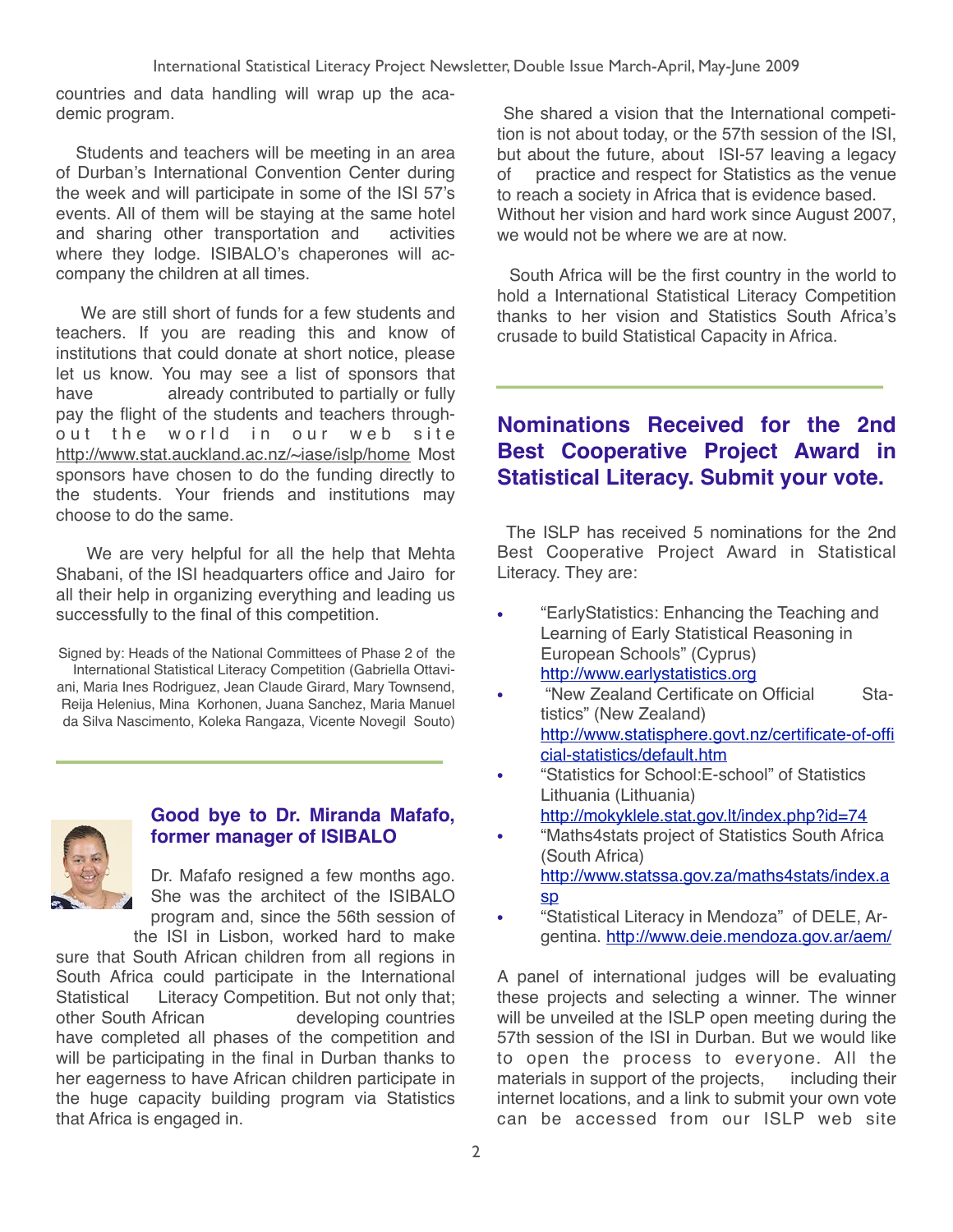countries and data handling will wrap up the academic program.

Students and teachers will be meeting in an area of Durban's International Convention Center during the week and will participate in some of the ISI 57's events. All of them will be staying at the same hotel and sharing other transportation and activities where they lodge. ISIBALO's chaperones will accompany the children at all times.

We are still short of funds for a few students and teachers. If you are reading this and know of institutions that could donate at short notice, please let us know. You may see a list of sponsors that have already contributed to partially or fully pay the flight of the students and teachers throughout the world in our web site http://www.stat.auckland.ac.nz/~iase/islp/home Most sponsors have chosen to do the funding directly to the students. Your friends and institutions may choose to do the same.

We are very helpful for all the help that Mehta Shabani, of the ISI headquarters office and Jairo for all their help in organizing everything and leading us successfully to the final of this competition.

Signed by: Heads of the National Committees of Phase 2 of the International Statistical Literacy Competition (Gabriella Ottaviani, Maria Ines Rodriguez, Jean Claude Girard, Mary Townsend, Reija Helenius, Mina Korhonen, Juana Sanchez, Maria Manuel da Silva Nascimento, Koleka Rangaza, Vicente Novegil Souto)

## Good bye to Dr. Miranda Mafafo, former manager of ISIBALO

Dr. Mafafo resigned a few months ago. She was the architect of the ISIBALO program and, since the 56th session of the ISI in Lisbon, worked hard to make sure that South African children from all regions in South Africa could participate in the International Statistical Literacy Competition. But not only that; other South African developing countries have completed all phases of the competition and will be participating in the final in Durban thanks to her eagerness to have African children participate in the huge capacity building program via Statistics that Africa is engaged in.

She shared a vision that the International competition is not about today, or the 57th session of the ISI, but about the future, about ISI-57 leaving a legacy of practice and respect for Statistics as the venue to reach a society in Africa that is evidence based. Without her vision and hard work since August 2007, we would not be where we are at now.

South Africa will be the first country in the world to hold a International Statistical Literacy Competition thanks to her vision and Statistics South Africa's crusade to build Statistical Capacity in Africa.

## Nominations Received for the 2nd Best Cooperative Project Award in Statistical Literacy. Submit your vote.

The ISLP has received 5 nominations for the 2nd Best Cooperative Project Award in Statistical Literacy. They are:

- "EarlyStatistics: Enhancing the Teaching and Learning of Early Statistical Reasoning in European Schools" (Cyprus) http://www.earlystatistics.org
- "New Zealand Certificate on Official Statistics" (New Zealand) http://www.statisphere.govt.nz/certificate-of-official-statistics/default.htm
- "Statistics for School:E-school" of Statistics Lithuania (Lithuania) http://mokyklele.stat.gov.lt/index.php?id=74
- "Maths4stats project of Statistics South Africa (South Africa) http://www.statssa.gov.za/maths4stats/index.asp
- "Statistical Literacy in Mendoza" of DELE, Argentina. http://www.deie.mendoza.gov.ar/aem/

A panel of international judges will be evaluating these projects and selecting a winner. The winner will be unveiled at the ISLP open meeting during the 57th session of the ISI in Durban. But we would like to open the process to everyone. All the materials in support of the projects, including their internet locations, and a link to submit your own vote can be accessed from our ISLP web site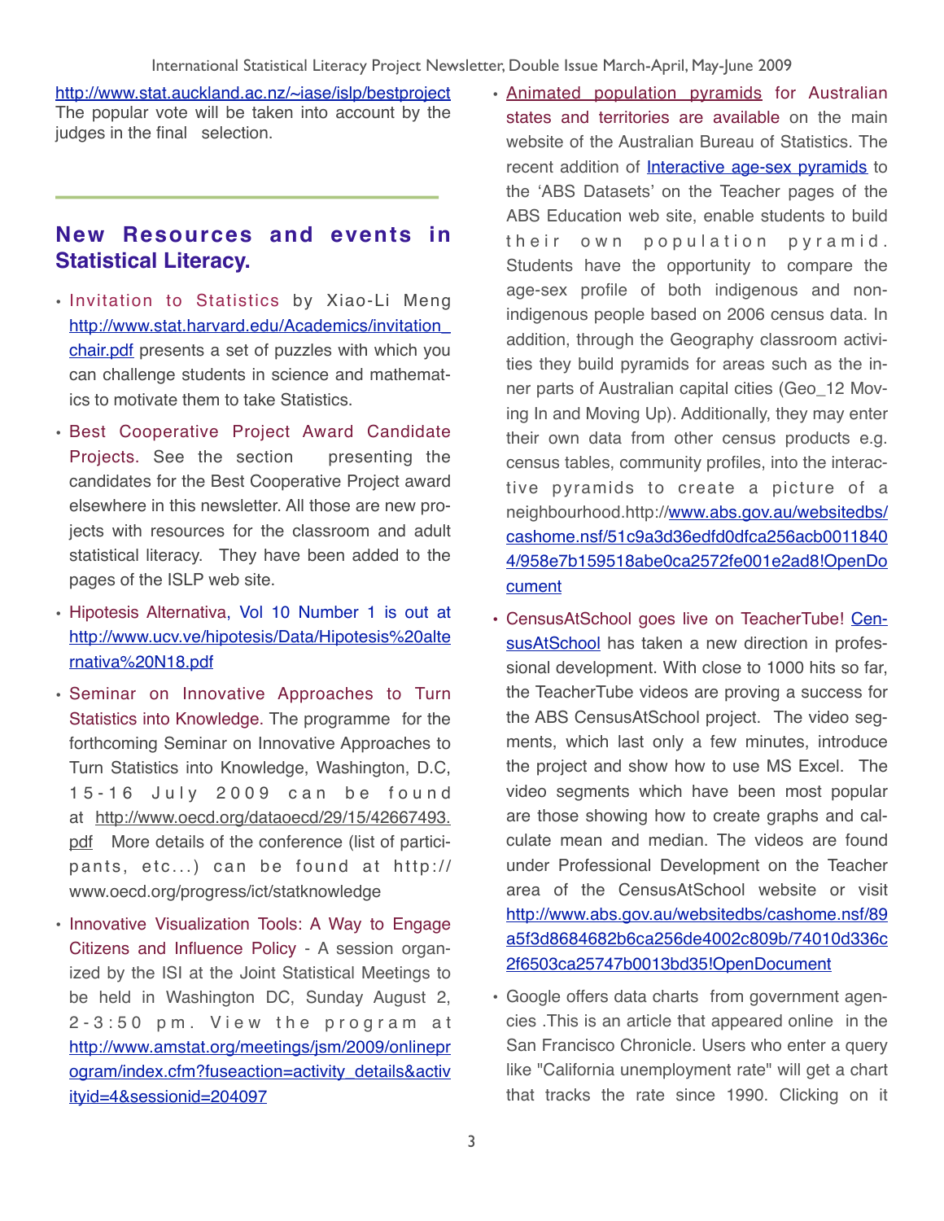http://www.stat.auckland.ac.nz/~iase/islp/bestproject The popular vote will be taken into account by the judges in the final selection.

## New Resources and events in Statistical Literacy.

- Invitation to Statistics by Xiao-Li Meng http://www.stat.harvard.edu/Academics/invitation_chair.pdf presents a set of puzzles with which you can challenge students in science and mathematics to motivate them to take Statistics.
- Best Cooperative Project Award Candidate Projects. See the section presenting the candidates for the Best Cooperative Project award elsewhere in this newsletter. All those are new projects with resources for the classroom and adult statistical literacy. They have been added to the pages of the ISLP web site.
- Hipotesis Alternativa, Vol 10 Number 1 is out at http://www.ucv.ve/hipotesis/Data/Hipotesis%20alternativa%20N18.pdf
- Seminar on Innovative Approaches to Turn Statistics into Knowledge. The programme for the forthcoming Seminar on Innovative Approaches to Turn Statistics into Knowledge, Washington, D.C, 15-16 July 2009 can be found at http://www.oecd.org/dataoecd/29/15/42667493.pdf More details of the conference (list of participants, etc...) can be found at http://www.oecd.org/progress/ict/statknowledge
- Innovative Visualization Tools: A Way to Engage Citizens and Influence Policy - A session organized by the ISI at the Joint Statistical Meetings to be held in Washington DC, Sunday August 2, 2-3:50 pm. View the program at http://www.amstat.org/meetings/jsm/2009/onlineprogram/index.cfm?fuseaction=activity_details&activityid=4&sessionid=204097
- Animated population pyramids for Australian states and territories are available on the main website of the Australian Bureau of Statistics. The recent addition of Interactive age-sex pyramids to the 'ABS Datasets' on the Teacher pages of the ABS Education web site, enable students to build their own population pyramid. Students have the opportunity to compare the age-sex profile of both indigenous and non-indigenous people based on 2006 census data. In addition, through the Geography classroom activities they build pyramids for areas such as the inner parts of Australian capital cities (Geo_12 Moving In and Moving Up). Additionally, they may enter their own data from other census products e.g. census tables, community profiles, into the interactive pyramids to create a picture of a neighbourhood.http://www.abs.gov.au/websitedbs/cashome.nsf/51c9a3d36edfd0dfca256acb00118404/958e7b159518abe0ca2572fe001e2ad8!OpenDocument
- CensusAtSchool goes live on TeacherTube! CensusAtSchool has taken a new direction in professional development. With close to 1000 hits so far, the TeacherTube videos are proving a success for the ABS CensusAtSchool project. The video segments, which last only a few minutes, introduce the project and show how to use MS Excel. The video segments which have been most popular are those showing how to create graphs and calculate mean and median. The videos are found under Professional Development on the Teacher area of the CensusAtSchool website or visit http://www.abs.gov.au/websitedbs/cashome.nsf/89a5f3d8684682b6ca256de4002c809b/74010d336c2f6503ca25747b0013bd35!OpenDocument
- Google offers data charts from government agencies .This is an article that appeared online in the San Francisco Chronicle. Users who enter a query like "California unemployment rate" will get a chart that tracks the rate since 1990. Clicking on it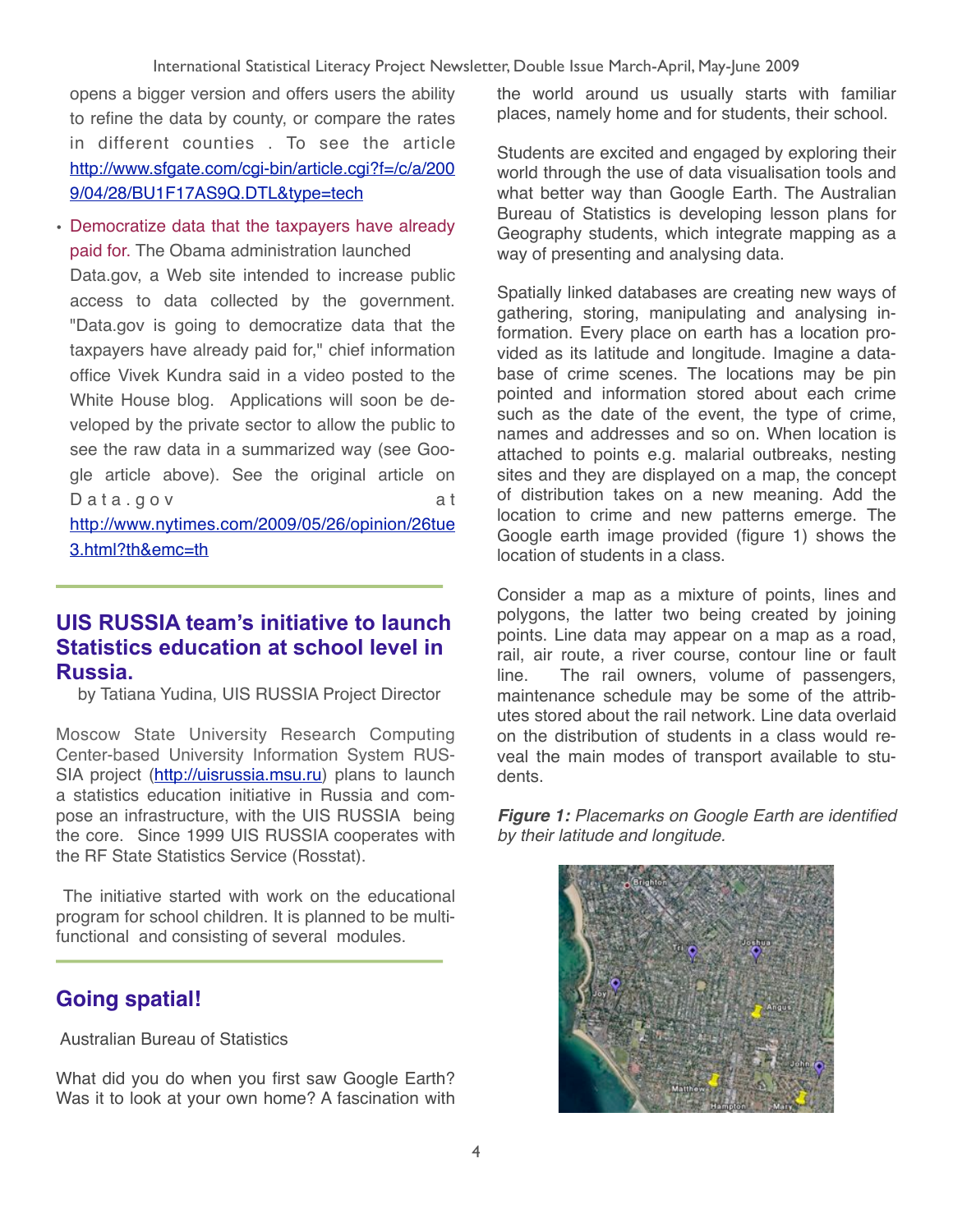opens a bigger version and offers users the ability to refine the data by county, or compare the rates in different counties . To see the article http://www.sfgate.com/cgi-bin/article.cgi?f=/c/a/2009/04/28/BU1F17AS9Q.DTL&type=tech

- Democratize data that the taxpayers have already paid for. The Obama administration launched Data.gov, a Web site intended to increase public access to data collected by the government. "Data.gov is going to democratize data that the taxpayers have already paid for," chief information office Vivek Kundra said in a video posted to the White House blog. Applications will soon be developed by the private sector to allow the public to see the raw data in a summarized way (see Google article above). See the original article on Data.gov at http://www.nytimes.com/2009/05/26/opinion/26tue3.html?th&emc=th

## UIS RUSSIA team's initiative to launch Statistics education at school level in Russia.

by Tatiana Yudina, UIS RUSSIA Project Director

Moscow State University Research Computing Center-based University Information System RUSSIA project (http://uisrussia.msu.ru) plans to launch a statistics education initiative in Russia and compose an infrastructure, with the UIS RUSSIA being the core. Since 1999 UIS RUSSIA cooperates with the RF State Statistics Service (Rosstat).

The initiative started with work on the educational program for school children. It is planned to be multifunctional and consisting of several modules.

## Going spatial!

Australian Bureau of Statistics

What did you do when you first saw Google Earth? Was it to look at your own home? A fascination with the world around us usually starts with familiar places, namely home and for students, their school.

Students are excited and engaged by exploring their world through the use of data visualisation tools and what better way than Google Earth. The Australian Bureau of Statistics is developing lesson plans for Geography students, which integrate mapping as a way of presenting and analysing data.

Spatially linked databases are creating new ways of gathering, storing, manipulating and analysing information. Every place on earth has a location provided as its latitude and longitude. Imagine a database of crime scenes. The locations may be pin pointed and information stored about each crime such as the date of the event, the type of crime, names and addresses and so on. When location is attached to points e.g. malarial outbreaks, nesting sites and they are displayed on a map, the concept of distribution takes on a new meaning. Add the location to crime and new patterns emerge. The Google earth image provided (figure 1) shows the location of students in a class.

Consider a map as a mixture of points, lines and polygons, the latter two being created by joining points. Line data may appear on a map as a road, rail, air route, a river course, contour line or fault line. The rail owners, volume of passengers, maintenance schedule may be some of the attributes stored about the rail network. Line data overlaid on the distribution of students in a class would reveal the main modes of transport available to students.

***Figure 1:*** *Placemarks on Google Earth are identified by their latitude and longitude.*

Brighton
Tia
Joshua
Joy
Angus
John
Matthew
Hampton
Mary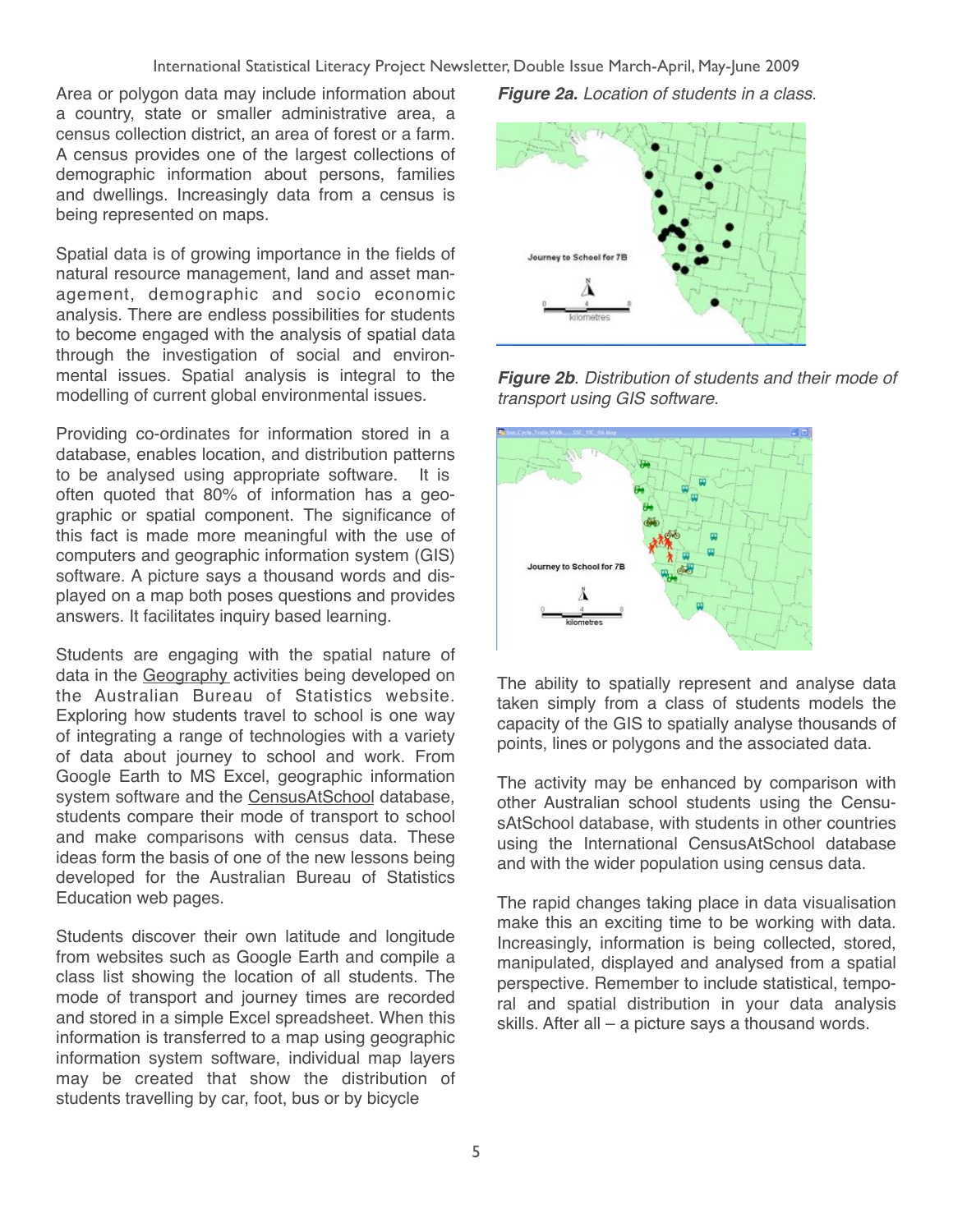Area or polygon data may include information about a country, state or smaller administrative area, a census collection district, an area of forest or a farm. A census provides one of the largest collections of demographic information about persons, families and dwellings. Increasingly data from a census is being represented on maps.

Spatial data is of growing importance in the fields of natural resource management, land and asset management, demographic and socio economic analysis. There are endless possibilities for students to become engaged with the analysis of spatial data through the investigation of social and environmental issues. Spatial analysis is integral to the modelling of current global environmental issues.

Providing co-ordinates for information stored in a database, enables location, and distribution patterns to be analysed using appropriate software. It is often quoted that 80% of information has a geographic or spatial component. The significance of this fact is made more meaningful with the use of computers and geographic information system (GIS) software. A picture says a thousand words and displayed on a map both poses questions and provides answers. It facilitates inquiry based learning.

Students are engaging with the spatial nature of data in the Geography activities being developed on the Australian Bureau of Statistics website. Exploring how students travel to school is one way of integrating a range of technologies with a variety of data about journey to school and work. From Google Earth to MS Excel, geographic information system software and the CensusAtSchool database, students compare their mode of transport to school and make comparisons with census data. These ideas form the basis of one of the new lessons being developed for the Australian Bureau of Statistics Education web pages.

Students discover their own latitude and longitude from websites such as Google Earth and compile a class list showing the location of all students. The mode of transport and journey times are recorded and stored in a simple Excel spreadsheet. When this information is transferred to a map using geographic information system software, individual map layers may be created that show the distribution of students travelling by car, foot, bus or by bicycle

***Figure 2a.*** *Location of students in a class.*

Journey to School for 7B

N

0 4 8

kilometres

***Figure 2b****. Distribution of students and their mode of transport using GIS software.*

Journey to School for 7B

N

0 4 8

kilometres

The ability to spatially represent and analyse data taken simply from a class of students models the capacity of the GIS to spatially analyse thousands of points, lines or polygons and the associated data.

The activity may be enhanced by comparison with other Australian school students using the CensusAtSchool database, with students in other countries using the International CensusAtSchool database and with the wider population using census data.

The rapid changes taking place in data visualisation make this an exciting time to be working with data. Increasingly, information is being collected, stored, manipulated, displayed and analysed from a spatial perspective. Remember to include statistical, temporal and spatial distribution in your data analysis skills. After all – a picture says a thousand words.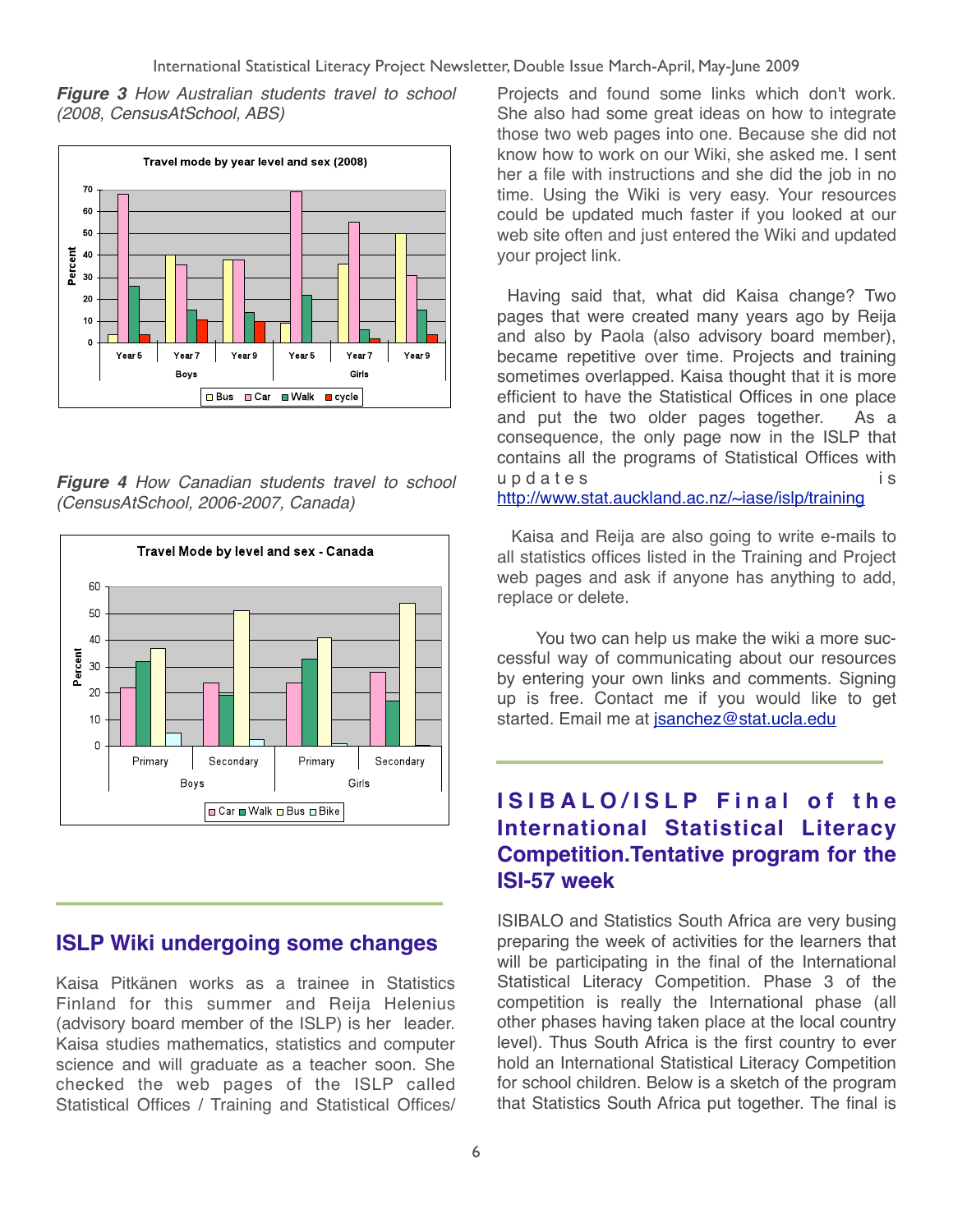*Figure 3 How Australian students travel to school (2008, CensusAtSchool, ABS)*

Travel mode by year level and sex (2008)

Percent

70
60
50
40
30
20
10
0

Year 5 Year 7 Year 9 Year 5 Year 7 Year 9

Boys Girls

Bus Car Walk cycle

*Figure 4 How Canadian students travel to school (CensusAtSchool, 2006-2007, Canada)*

Travel Mode by level and sex - Canada

Percent

60
50
40
30
20
10
0

Primary Secondary Primary Secondary

Boys Girls

Car Walk Bus Bike

## ISLP Wiki undergoing some changes

Kaisa Pitkänen works as a trainee in Statistics Finland for this summer and Reija Helenius (advisory board member of the ISLP) is her leader. Kaisa studies mathematics, statistics and computer science and will graduate as a teacher soon. She checked the web pages of the ISLP called Statistical Offices / Training and Statistical Offices/ Projects and found some links which don't work. She also had some great ideas on how to integrate those two web pages into one. Because she did not know how to work on our Wiki, she asked me. I sent her a file with instructions and she did the job in no time. Using the Wiki is very easy. Your resources could be updated much faster if you looked at our web site often and just entered the Wiki and updated your project link.

Having said that, what did Kaisa change? Two pages that were created many years ago by Reija and also by Paola (also advisory board member), became repetitive over time. Projects and training sometimes overlapped. Kaisa thought that it is more efficient to have the Statistical Offices in one place and put the two older pages together. As a consequence, the only page now in the ISLP that contains all the programs of Statistical Offices with updates is http://www.stat.auckland.ac.nz/~iase/islp/training

Kaisa and Reija are also going to write e-mails to all statistics offices listed in the Training and Project web pages and ask if anyone has anything to add, replace or delete.

You two can help us make the wiki a more successful way of communicating about our resources by entering your own links and comments. Signing up is free. Contact me if you would like to get started. Email me at jsanchez@stat.ucla.edu

## ISIBALO/ISLP Final of the International Statistical Literacy Competition.Tentative program for the ISI-57 week

ISIBALO and Statistics South Africa are very busing preparing the week of activities for the learners that will be participating in the final of the International Statistical Literacy Competition. Phase 3 of the competition is really the International phase (all other phases having taken place at the local country level). Thus South Africa is the first country to ever hold an International Statistical Literacy Competition for school children. Below is a sketch of the program that Statistics South Africa put together. The final is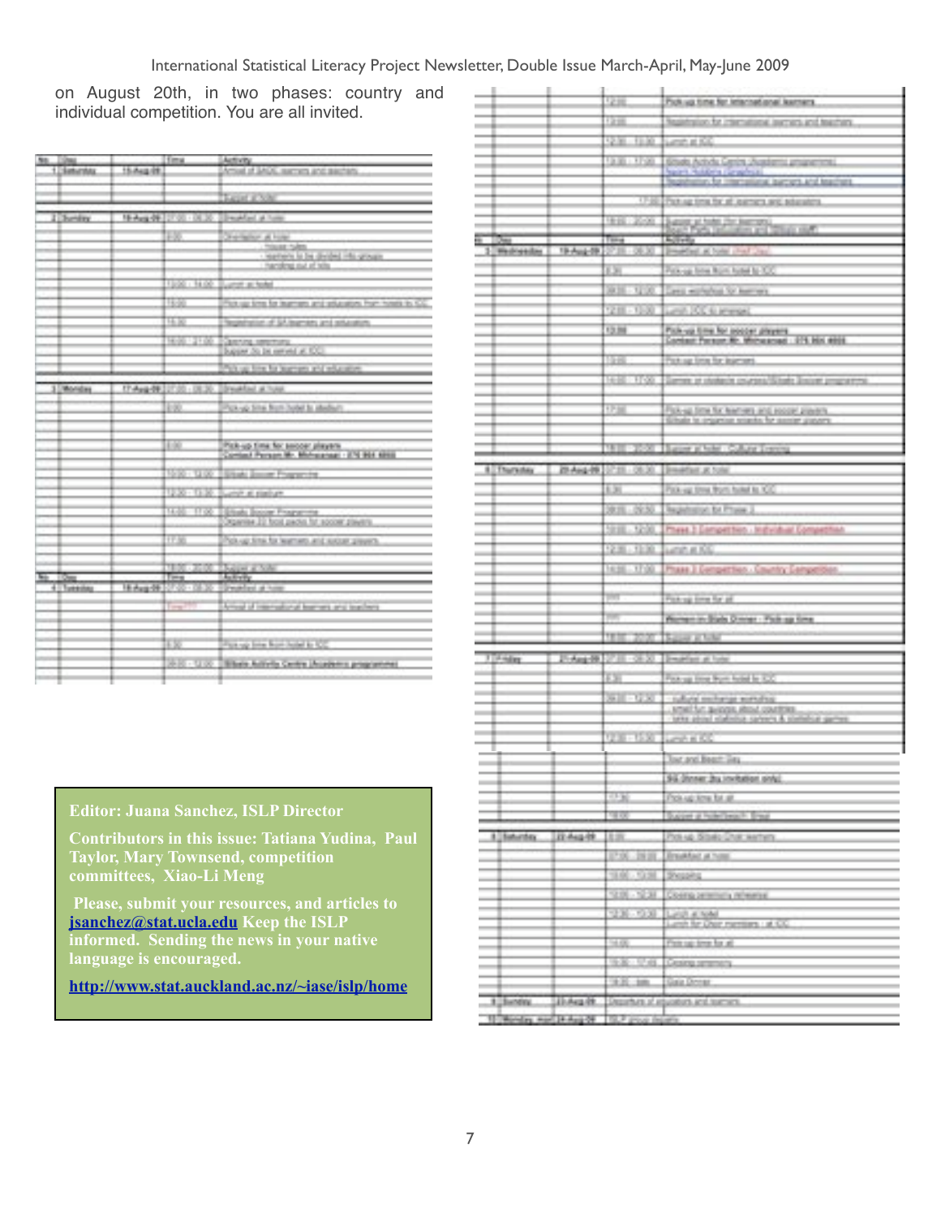on August 20th, in two phases: country and individual competition. You are all invited.

| No | Day | | Time | Activity |
|---|---|---|---|---|
| 1 | Saturday | 15-Aug-09 | | Arrival of SADC learners and teachers |
| | | | | Supper at hotel |
| 2 | Sunday | 16-Aug-09 | 07:00 - 08:30 | Breakfast at hotel |
| | | | 8:00 | Orientation at hotel - house rules - learners to be divided into groups - handing out of kits |
| | | | 13:00 - 14:00 | Lunch at hotel |
| | | | 15:00 | Pick-up time for learners and educators from hotels to IDC |
| | | | 15:30 | Registration of SA learners and educators |
| | | | 16:00 - 21:00 | Opening ceremony Supper (to be served at IDC) |
| | | | | Pick-up time for learners and educators |
| 3 | Monday | 17-Aug-09 | 07:00 - 08:30 | Breakfast at hotel |
| | | | 8:00 | Pick-up time from hotel to stadium |
| | | | 8:00 | Pick-up time for soccer players Contact Person Mr. Mohwasa - 076 984 4865 |
| | | | 10:00 - 12:00 | Sibala Soccer Programme |
| | | | 12:30 - 13:30 | Lunch at stadium |
| | | | 14:00 - 17:00 | Sibala Soccer Programme Organise 22 food packs for soccer players |
| | | | 17:30 | Pick-up time for learners and soccer players |
| | | | 18:00 - 20:00 | Supper at hotel |
| 4 | Tuesday | 18-Aug-09 | 07:00 - 08:30 | Breakfast at hotel |
| | | | Time??? | Arrival of international learners and teachers |
| | | | 8:30 | Pick-up time from hotel to IDC |
| | | | 08:30 - 12:00 | Sibala Activity Centre (Academic programme) |
| | | | 12:00 | Pick-up time for international learners |
| | | | 13:00 | Registration for international learners and teachers |
| | | | 12:30 - 13:30 | Lunch at IDC |
| | | | 13:30 - 17:00 | Sibala Activity Centre (Academic programme) Sports Stations (Graphical) Registration for international learners and teachers |
| | | | 17:00 | Pick-up time for all learners and educators |
| | | | 18:00 - 20:00 | Supper at hotel (for learners) Beach Party (educators and Sibala staff) |
| 5 | Wednesday | 19-Aug-09 | 07:00 - 08:30 | Breakfast at hotel (Half Day) |
| | | | 8:30 | Pick-up time from hotel to IDC |
| | | | 08:30 - 12:00 | Class workshop for learners |
| | | | 12:00 - 13:00 | Lunch (IDC to arrange) |
| | | | 13:00 | Pick-up time for soccer players Contact Person Mr. Mohwasa - 076 984 4865 |
| | | | 13:00 | Pick-up time for learners |
| | | | 14:00 - 17:00 | Games or obstacle courses/Sibala Soccer programme |
| | | | 17:00 | Pick-up time for learners and soccer players Sibala to organise snacks for soccer players |
| | | | 18:00 - 20:00 | Supper at hotel - Cultural Evening |
| 6 | Thursday | 20-Aug-09 | 07:00 - 08:30 | Breakfast at hotel |
| | | | 8:30 | Pick-up time from hotel to IDC |
| | | | 08:30 - 09:30 | Registration for Phase 3 |
| | | | 10:00 - 12:00 | Phase 3 Competition - Individual Competition |
| | | | 12:00 - 13:00 | Lunch at IDC |
| | | | 14:00 - 17:00 | Phase 3 Competition - Country Competition |
| | | | ??? | Pick-up time for all |
| | | | ??? | Women in Stats Dinner - Pick-up time |
| | | | 18:00 - 20:00 | Supper at hotel |
| 7 | Friday | 21-Aug-09 | 07:00 - 08:30 | Breakfast at hotel |
| | | | 8:30 | Pick-up time from hotel to IDC |
| | | | 09:00 - 12:30 | - cultural exchange workshop - small fun quizzes about countries - talks about statistics careers & statistical games |
| | | | 12:30 - 13:30 | Lunch at IDC |
| | | | | Tour and Beach Day |
| | | | | SS Dinner (by invitation only) |
| | | | 17:30 | Pick-up time for all |
| | | | 18:00 | Supper at hotel/Beach Braai |
| 8 | Saturday | 22-Aug-09 | 6:00 | Pick-up Sibala Choir learners |
| | | | 07:00 - 08:00 | Breakfast at hotel |
| | | | 10:00 - 12:00 | Shopping |
| | | | 10:00 - 12:30 | Closing ceremony rehearsal |
| | | | 12:30 - 13:30 | Lunch at hotel Lunch for Choir members - at IDC |
| | | | 14:00 | Pick-up time for all |
| | | | 15:30 - 17:45 | Closing ceremony |
| | | | 18:30 - late | Gala Dinner |
| 9 | Sunday | 23-Aug-09 | | Departure of educators and learners |
| 10 | Monday, maybe | 24-Aug-09 | | ISLP group departs |

**Editor: Juana Sanchez, ISLP Director**

**Contributors in this issue: Tatiana Yudina, Paul Taylor, Mary Townsend, competition committees, Xiao-Li Meng**

**Please, submit your resources, and articles to [jsanchez@stat.ucla.edu](mailto:jsanchez@stat.ucla.edu) Keep the ISLP informed. Sending the news in your native language is encouraged.**

**[http://www.stat.auckland.ac.nz/~iase/islp/home](http://www.stat.auckland.ac.nz/~iase/islp/home)**